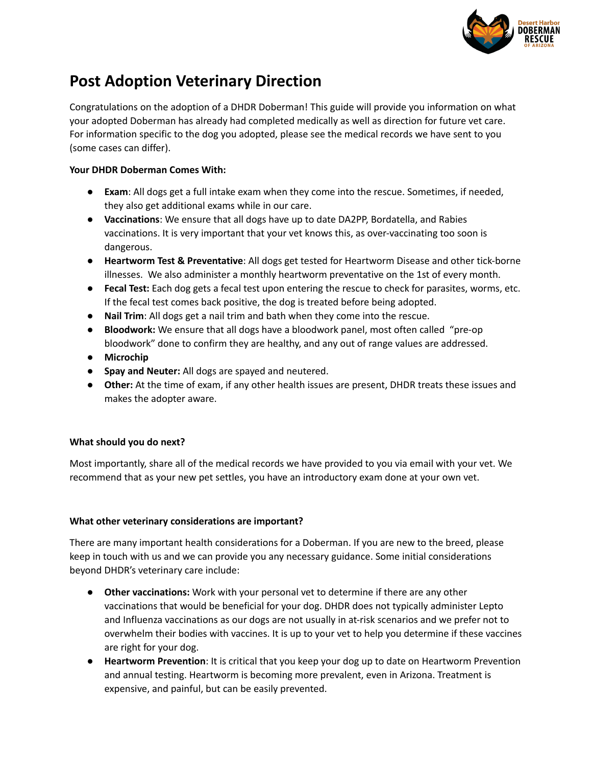# Post Adoption Veterinary Direction

Congratulations on the adoption of a DHDR Doberman! This guide will provide you information on what your adopted Doberman has already had completed medically as well as direction for future vet care. For information specific to the dog you adopted, please see the medical records we have sent to you (some cases can differ).

**Your DHDR Doberman Comes With:**

- **Exam**: All dogs get a full intake exam when they come into the rescue. Sometimes, if needed, they also get additional exams while in our care.
- **Vaccinations**: We ensure that all dogs have up to date DA2PP, Bordatella, and Rabies vaccinations. It is very important that your vet knows this, as over-vaccinating too soon is dangerous.
- **Heartworm Test & Preventative**: All dogs get tested for Heartworm Disease and other tick-borne illnesses. We also administer a monthly heartworm preventative on the 1st of every month.
- **Fecal Test:** Each dog gets a fecal test upon entering the rescue to check for parasites, worms, etc. If the fecal test comes back positive, the dog is treated before being adopted.
- **Nail Trim**: All dogs get a nail trim and bath when they come into the rescue.
- **Bloodwork:** We ensure that all dogs have a bloodwork panel, most often called "pre-op bloodwork" done to confirm they are healthy, and any out of range values are addressed.
- **Microchip**
- **Spay and Neuter:** All dogs are spayed and neutered.
- **Other:** At the time of exam, if any other health issues are present, DHDR treats these issues and makes the adopter aware.

**What should you do next?**

Most importantly, share all of the medical records we have provided to you via email with your vet. We recommend that as your new pet settles, you have an introductory exam done at your own vet.

**What other veterinary considerations are important?**

There are many important health considerations for a Doberman. If you are new to the breed, please keep in touch with us and we can provide you any necessary guidance. Some initial considerations beyond DHDR's veterinary care include:

- **Other vaccinations:** Work with your personal vet to determine if there are any other vaccinations that would be beneficial for your dog. DHDR does not typically administer Lepto and Influenza vaccinations as our dogs are not usually in at-risk scenarios and we prefer not to overwhelm their bodies with vaccines. It is up to your vet to help you determine if these vaccines are right for your dog.
- **Heartworm Prevention**: It is critical that you keep your dog up to date on Heartworm Prevention and annual testing. Heartworm is becoming more prevalent, even in Arizona. Treatment is expensive, and painful, but can be easily prevented.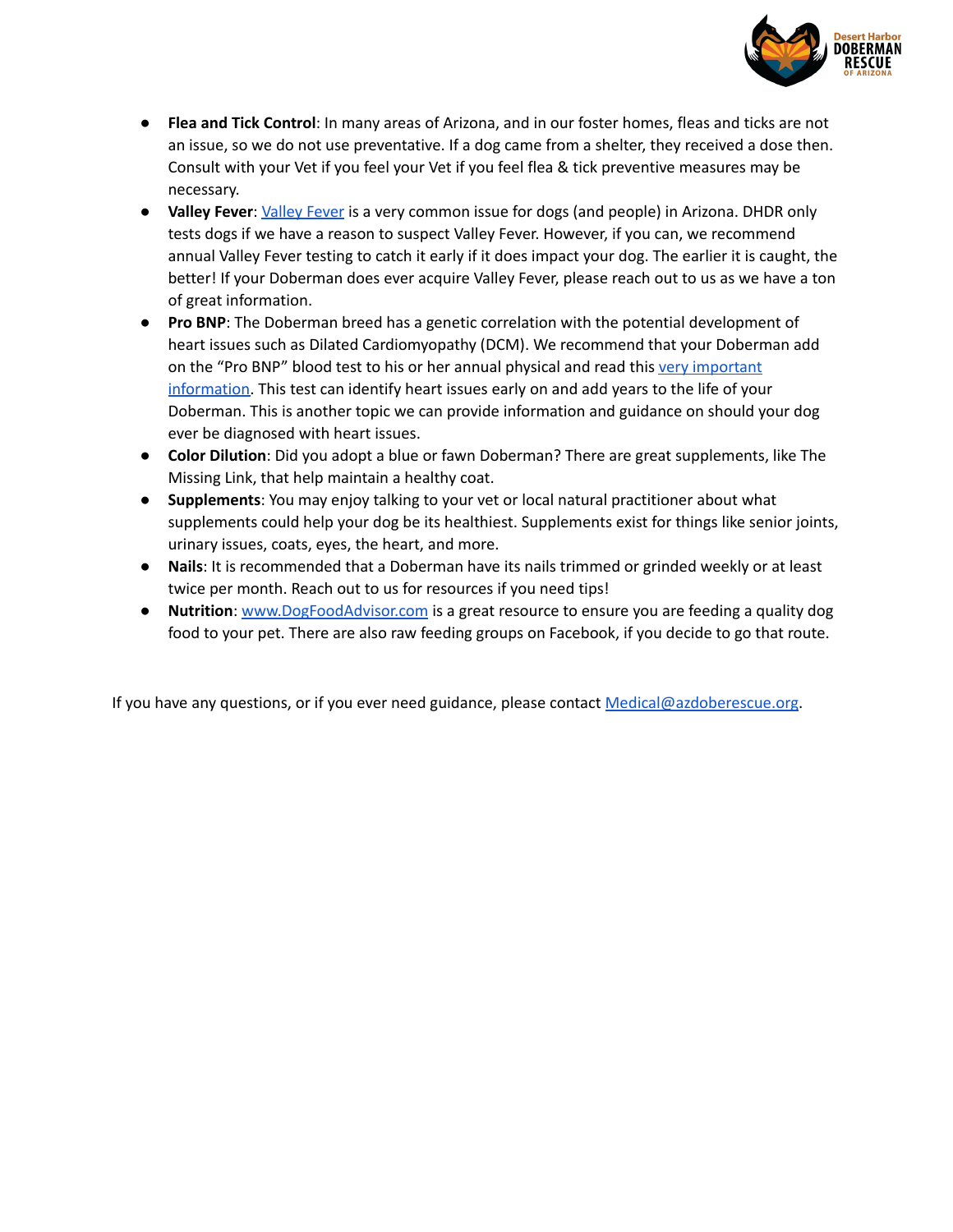- **Flea and Tick Control**: In many areas of Arizona, and in our foster homes, fleas and ticks are not an issue, so we do not use preventative. If a dog came from a shelter, they received a dose then. Consult with your Vet if you feel your Vet if you feel flea & tick preventive measures may be necessary.
- **Valley Fever**: Valley Fever is a very common issue for dogs (and people) in Arizona. DHDR only tests dogs if we have a reason to suspect Valley Fever. However, if you can, we recommend annual Valley Fever testing to catch it early if it does impact your dog. The earlier it is caught, the better! If your Doberman does ever acquire Valley Fever, please reach out to us as we have a ton of great information.
- **Pro BNP**: The Doberman breed has a genetic correlation with the potential development of heart issues such as Dilated Cardiomyopathy (DCM). We recommend that your Doberman add on the "Pro BNP" blood test to his or her annual physical and read this very important information. This test can identify heart issues early on and add years to the life of your Doberman. This is another topic we can provide information and guidance on should your dog ever be diagnosed with heart issues.
- **Color Dilution**: Did you adopt a blue or fawn Doberman? There are great supplements, like The Missing Link, that help maintain a healthy coat.
- **Supplements**: You may enjoy talking to your vet or local natural practitioner about what supplements could help your dog be its healthiest. Supplements exist for things like senior joints, urinary issues, coats, eyes, the heart, and more.
- **Nails**: It is recommended that a Doberman have its nails trimmed or grinded weekly or at least twice per month. Reach out to us for resources if you need tips!
- **Nutrition**: www.DogFoodAdvisor.com is a great resource to ensure you are feeding a quality dog food to your pet. There are also raw feeding groups on Facebook, if you decide to go that route.

If you have any questions, or if you ever need guidance, please contact Medical@azdoberescue.org.